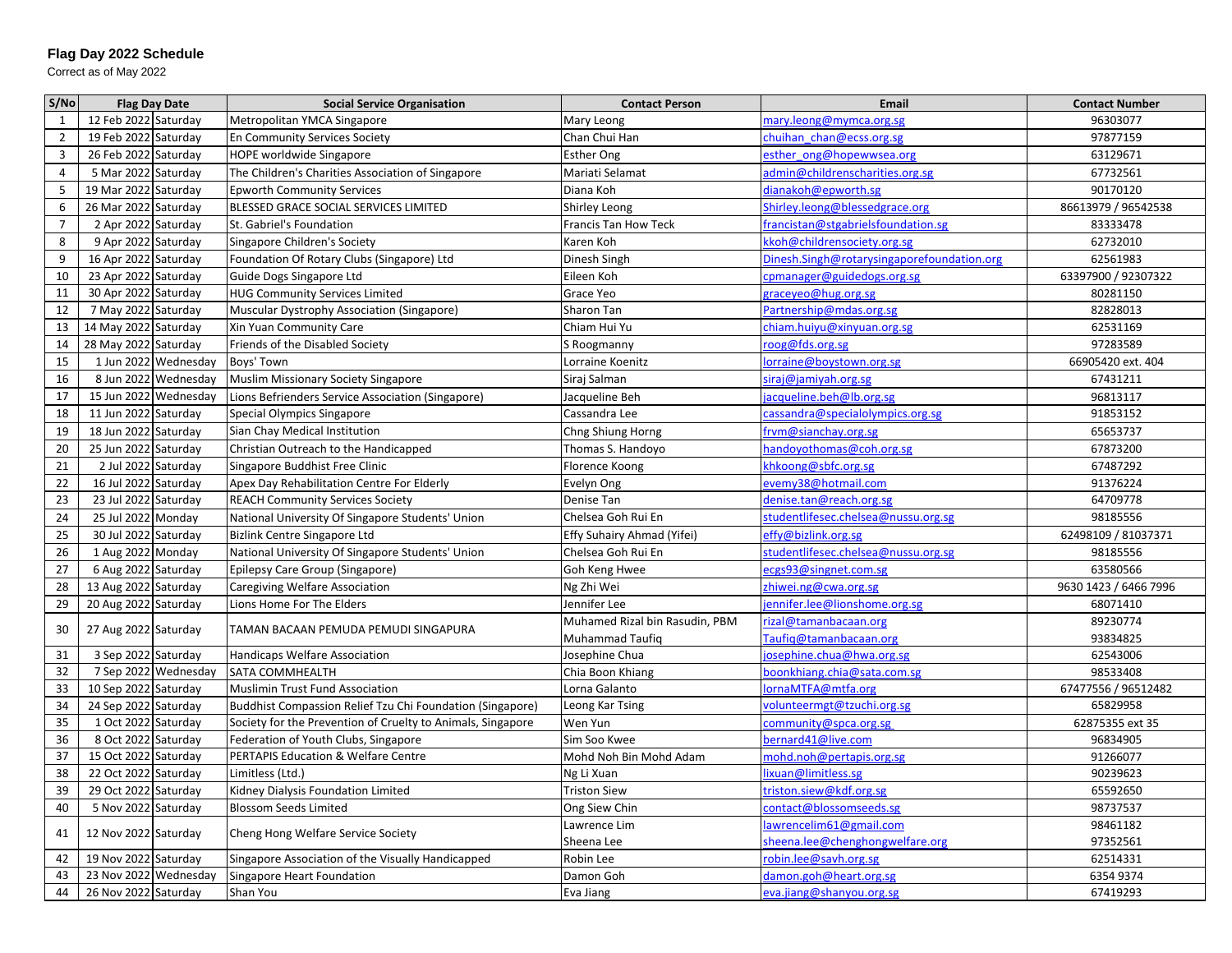**Flag Day 2022 Schedule**

Correct as of May 2022

| S/No | Flag Day Date | | Social Service Organisation | Contact Person | Email | Contact Number |
|---|---|---|---|---|---|---|
| 1 | 12 Feb 2022 | Saturday | Metropolitan YMCA Singapore | Mary Leong | mary.leong@mymca.org.sg | 96303077 |
| 2 | 19 Feb 2022 | Saturday | En Community Services Society | Chan Chui Han | chuihan_chan@ecss.org.sg | 97877159 |
| 3 | 26 Feb 2022 | Saturday | HOPE worldwide Singapore | Esther Ong | esther_ong@hopewwsea.org | 63129671 |
| 4 | 5 Mar 2022 | Saturday | The Children's Charities Association of Singapore | Mariati Selamat | admin@childrenscharities.org.sg | 67732561 |
| 5 | 19 Mar 2022 | Saturday | Epworth Community Services | Diana Koh | dianakoh@epworth.sg | 90170120 |
| 6 | 26 Mar 2022 | Saturday | BLESSED GRACE SOCIAL SERVICES LIMITED | Shirley Leong | Shirley.leong@blessedgrace.org | 86613979 / 96542538 |
| 7 | 2 Apr 2022 | Saturday | St. Gabriel's Foundation | Francis Tan How Teck | francistan@stgabrielsfoundation.sg | 83333478 |
| 8 | 9 Apr 2022 | Saturday | Singapore Children's Society | Karen Koh | kkoh@childrensociety.org.sg | 62732010 |
| 9 | 16 Apr 2022 | Saturday | Foundation Of Rotary Clubs (Singapore) Ltd | Dinesh Singh | Dinesh.Singh@rotarysingaporefoundation.org | 62561983 |
| 10 | 23 Apr 2022 | Saturday | Guide Dogs Singapore Ltd | Eileen Koh | cpmanager@guidedogs.org.sg | 63397900 / 92307322 |
| 11 | 30 Apr 2022 | Saturday | HUG Community Services Limited | Grace Yeo | graceyeo@hug.org.sg | 80281150 |
| 12 | 7 May 2022 | Saturday | Muscular Dystrophy Association (Singapore) | Sharon Tan | Partnership@mdas.org.sg | 82828013 |
| 13 | 14 May 2022 | Saturday | Xin Yuan Community Care | Chiam Hui Yu | chiam.huiyu@xinyuan.org.sg | 62531169 |
| 14 | 28 May 2022 | Saturday | Friends of the Disabled Society | S Roogmanny | roog@fds.org.sg | 97283589 |
| 15 | 1 Jun 2022 | Wednesday | Boys' Town | Lorraine Koenitz | lorraine@boystown.org.sg | 66905420 ext. 404 |
| 16 | 8 Jun 2022 | Wednesday | Muslim Missionary Society Singapore | Siraj Salman | siraj@jamiyah.org.sg | 67431211 |
| 17 | 15 Jun 2022 | Wednesday | Lions Befrienders Service Association (Singapore) | Jacqueline Beh | jacqueline.beh@lb.org.sg | 96813117 |
| 18 | 11 Jun 2022 | Saturday | Special Olympics Singapore | Cassandra Lee | cassandra@specialolympics.org.sg | 91853152 |
| 19 | 18 Jun 2022 | Saturday | Sian Chay Medical Institution | Chng Shiung Horng | frvm@sianchay.org.sg | 65653737 |
| 20 | 25 Jun 2022 | Saturday | Christian Outreach to the Handicapped | Thomas S. Handoyo | handoyothomas@coh.org.sg | 67873200 |
| 21 | 2 Jul 2022 | Saturday | Singapore Buddhist Free Clinic | Florence Koong | khkoong@sbfc.org.sg | 67487292 |
| 22 | 16 Jul 2022 | Saturday | Apex Day Rehabilitation Centre For Elderly | Evelyn Ong | evemy38@hotmail.com | 91376224 |
| 23 | 23 Jul 2022 | Saturday | REACH Community Services Society | Denise Tan | denise.tan@reach.org.sg | 64709778 |
| 24 | 25 Jul 2022 | Monday | National University Of Singapore Students' Union | Chelsea Goh Rui En | studentlifesec.chelsea@nussu.org.sg | 98185556 |
| 25 | 30 Jul 2022 | Saturday | Bizlink Centre Singapore Ltd | Effy Suhairy Ahmad (Yifei) | effy@bizlink.org.sg | 62498109 / 81037371 |
| 26 | 1 Aug 2022 | Monday | National University Of Singapore Students' Union | Chelsea Goh Rui En | studentlifesec.chelsea@nussu.org.sg | 98185556 |
| 27 | 6 Aug 2022 | Saturday | Epilepsy Care Group (Singapore) | Goh Keng Hwee | ecgs93@singnet.com.sg | 63580566 |
| 28 | 13 Aug 2022 | Saturday | Caregiving Welfare Association | Ng Zhi Wei | zhiwei.ng@cwa.org.sg | 9630 1423 / 6466 7996 |
| 29 | 20 Aug 2022 | Saturday | Lions Home For The Elders | Jennifer Lee | jennifer.lee@lionshome.org.sg | 68071410 |
| 30 | 27 Aug 2022 | Saturday | TAMAN BACAAN PEMUDA PEMUDI SINGAPURA | Muhamed Rizal bin Rasudin, PBM<br>Muhammad Taufiq | rizal@tamanbacaan.org<br>Taufiq@tamanbacaan.org | 89230774<br>93834825 |
| 31 | 3 Sep 2022 | Saturday | Handicaps Welfare Association | Josephine Chua | josephine.chua@hwa.org.sg | 62543006 |
| 32 | 7 Sep 2022 | Wednesday | SATA COMMHEALTH | Chia Boon Khiang | boonkhiang.chia@sata.com.sg | 98533408 |
| 33 | 10 Sep 2022 | Saturday | Muslimin Trust Fund Association | Lorna Galanto | lornaMTFA@mtfa.org | 67477556 / 96512482 |
| 34 | 24 Sep 2022 | Saturday | Buddhist Compassion Relief Tzu Chi Foundation (Singapore) | Leong Kar Tsing | volunteermgt@tzuchi.org.sg | 65829958 |
| 35 | 1 Oct 2022 | Saturday | Society for the Prevention of Cruelty to Animals, Singapore | Wen Yun | community@spca.org.sg | 62875355 ext 35 |
| 36 | 8 Oct 2022 | Saturday | Federation of Youth Clubs, Singapore | Sim Soo Kwee | bernard41@live.com | 96834905 |
| 37 | 15 Oct 2022 | Saturday | PERTAPIS Education & Welfare Centre | Mohd Noh Bin Mohd Adam | mohd.noh@pertapis.org.sg | 91266077 |
| 38 | 22 Oct 2022 | Saturday | Limitless (Ltd.) | Ng Li Xuan | lixuan@limitless.sg | 90239623 |
| 39 | 29 Oct 2022 | Saturday | Kidney Dialysis Foundation Limited | Triston Siew | triston.siew@kdf.org.sg | 65592650 |
| 40 | 5 Nov 2022 | Saturday | Blossom Seeds Limited | Ong Siew Chin | contact@blossomseeds.sg | 98737537 |
| 41 | 12 Nov 2022 | Saturday | Cheng Hong Welfare Service Society | Lawrence Lim<br>Sheena Lee | lawrencelim61@gmail.com<br>sheena.lee@chenghongwelfare.org | 98461182<br>97352561 |
| 42 | 19 Nov 2022 | Saturday | Singapore Association of the Visually Handicapped | Robin Lee | robin.lee@savh.org.sg | 62514331 |
| 43 | 23 Nov 2022 | Wednesday | Singapore Heart Foundation | Damon Goh | damon.goh@heart.org.sg | 6354 9374 |
| 44 | 26 Nov 2022 | Saturday | Shan You | Eva Jiang | eva.jiang@shanyou.org.sg | 67419293 |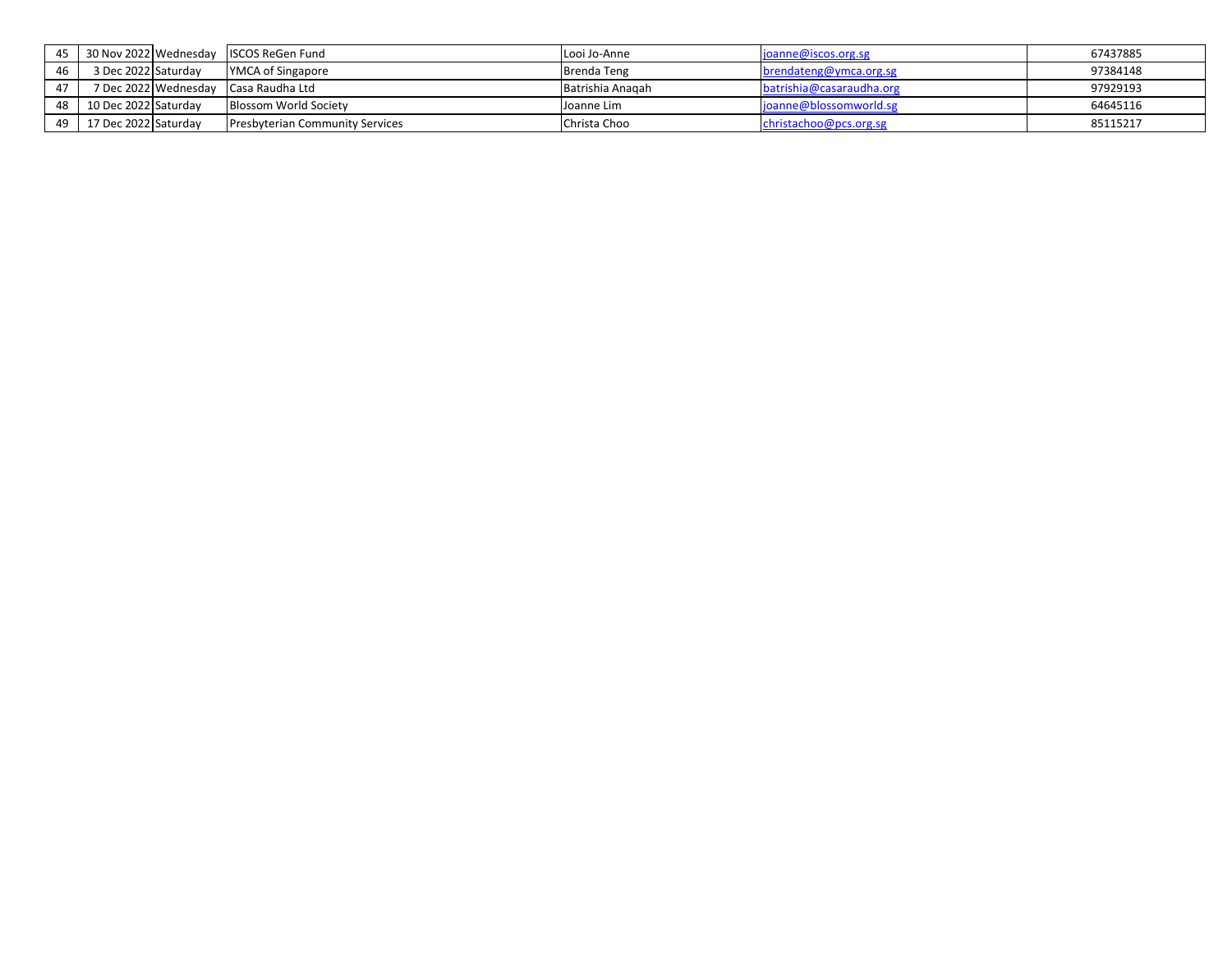| | | | | | | |
|---|---|---|---|---|---|---|
| 45 | 30 Nov 2022 | Wednesday | ISCOS ReGen Fund | Looi Jo-Anne | joanne@iscos.org.sg | 67437885 |
| 46 | 3 Dec 2022 | Saturday | YMCA of Singapore | Brenda Teng | brendateng@ymca.org.sg | 97384148 |
| 47 | 7 Dec 2022 | Wednesday | Casa Raudha Ltd | Batrishia Anaqah | batrishia@casaraudha.org | 97929193 |
| 48 | 10 Dec 2022 | Saturday | Blossom World Society | Joanne Lim | joanne@blossomworld.sg | 64645116 |
| 49 | 17 Dec 2022 | Saturday | Presbyterian Community Services | Christa Choo | christachoo@pcs.org.sg | 85115217 |